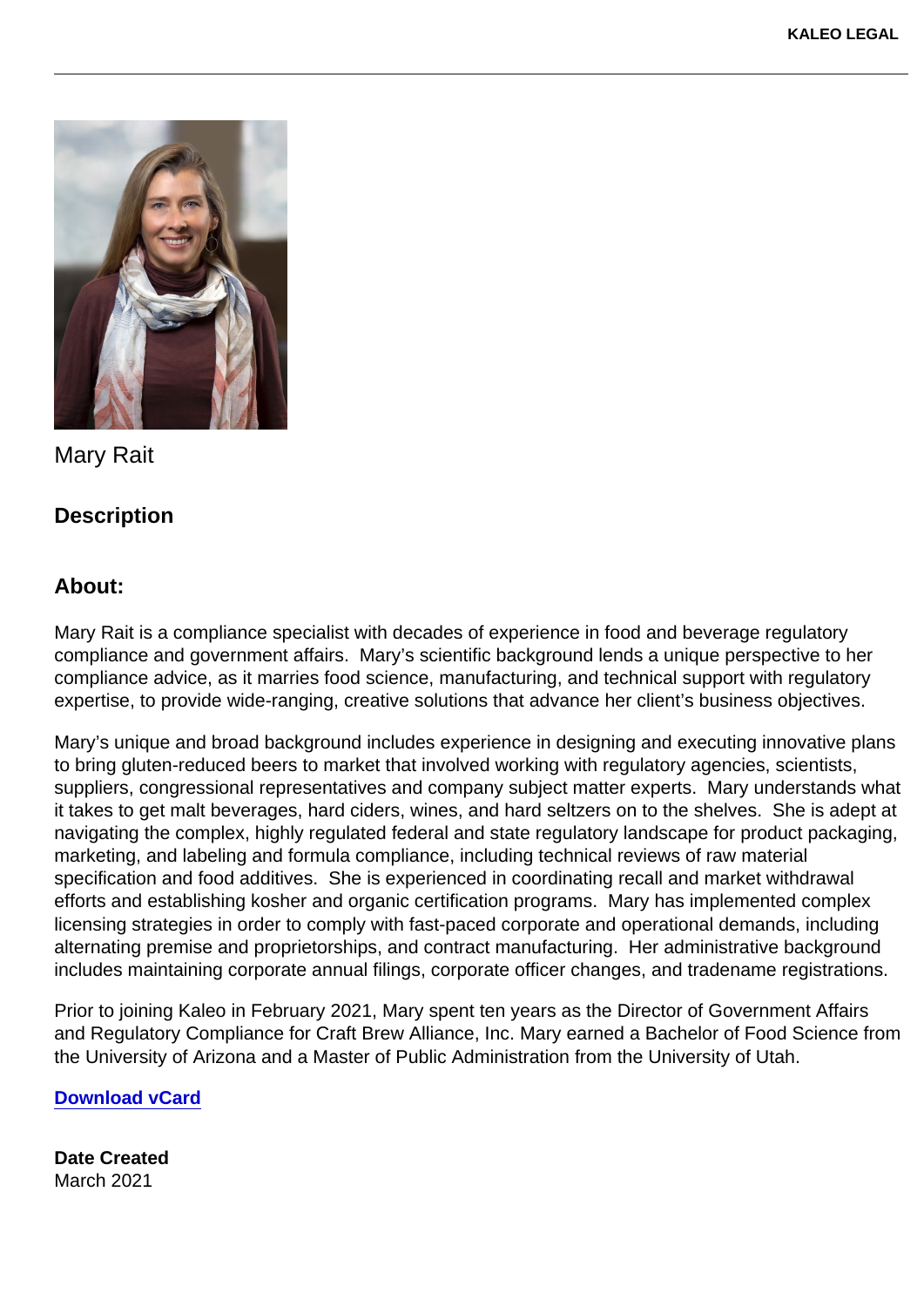Mary Rait

## Description

## About:

Mary Rait is a compliance specialist with decades of experience in food and beverage regulatory compliance and government affairs.  Mary's scientific background lends a unique perspective to her compliance advice, as it marries food science, manufacturing, and technical support with regulatory expertise, to provide wide-ranging, creative solutions that advance her client's business objectives.

Mary's unique and broad background includes experience in designing and executing innovative plans to bring gluten-reduced beers to market that involved working with regulatory agencies, scientists, suppliers, congressional representatives and company subject matter experts.  Mary understands what it takes to get malt beverages, hard ciders, wines, and hard seltzers on to the shelves.  She is adept at navigating the complex, highly regulated federal and state regulatory landscape for product packaging, marketing, and labeling and formula compliance, including technical reviews of raw material specification and food additives.  She is experienced in coordinating recall and market withdrawal efforts and establishing kosher and organic certification programs.  Mary has implemented complex licensing strategies in order to comply with fast-paced corporate and operational demands, including alternating premise and proprietorships, and contract manufacturing.  Her administrative background includes maintaining corporate annual filings, corporate officer changes, and tradename registrations.

Prior to joining Kaleo in February 2021, Mary spent ten years as the Director of Government Affairs and Regulatory Compliance for Craft Brew Alliance, Inc. Mary earned a Bachelor of Food Science from the University of Arizona and a Master of Public Administration from the University of Utah.

[Download vCard]

**Date Created**
March 2021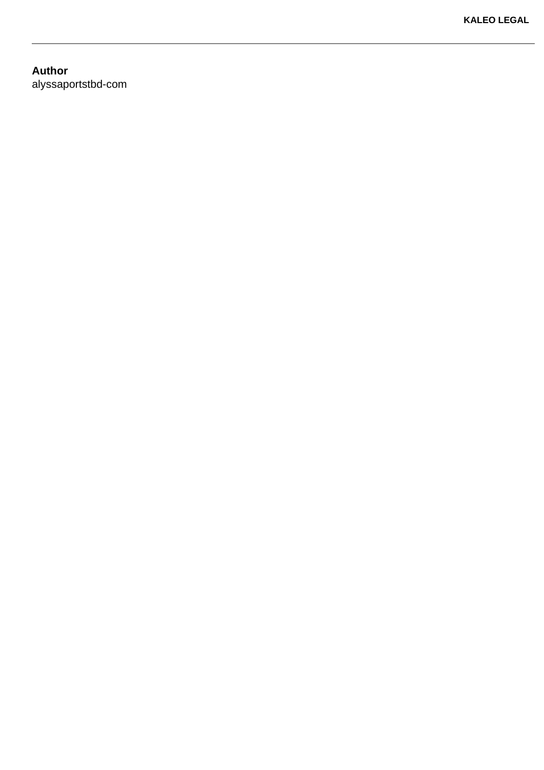**Author**
alyssaportstbd-com